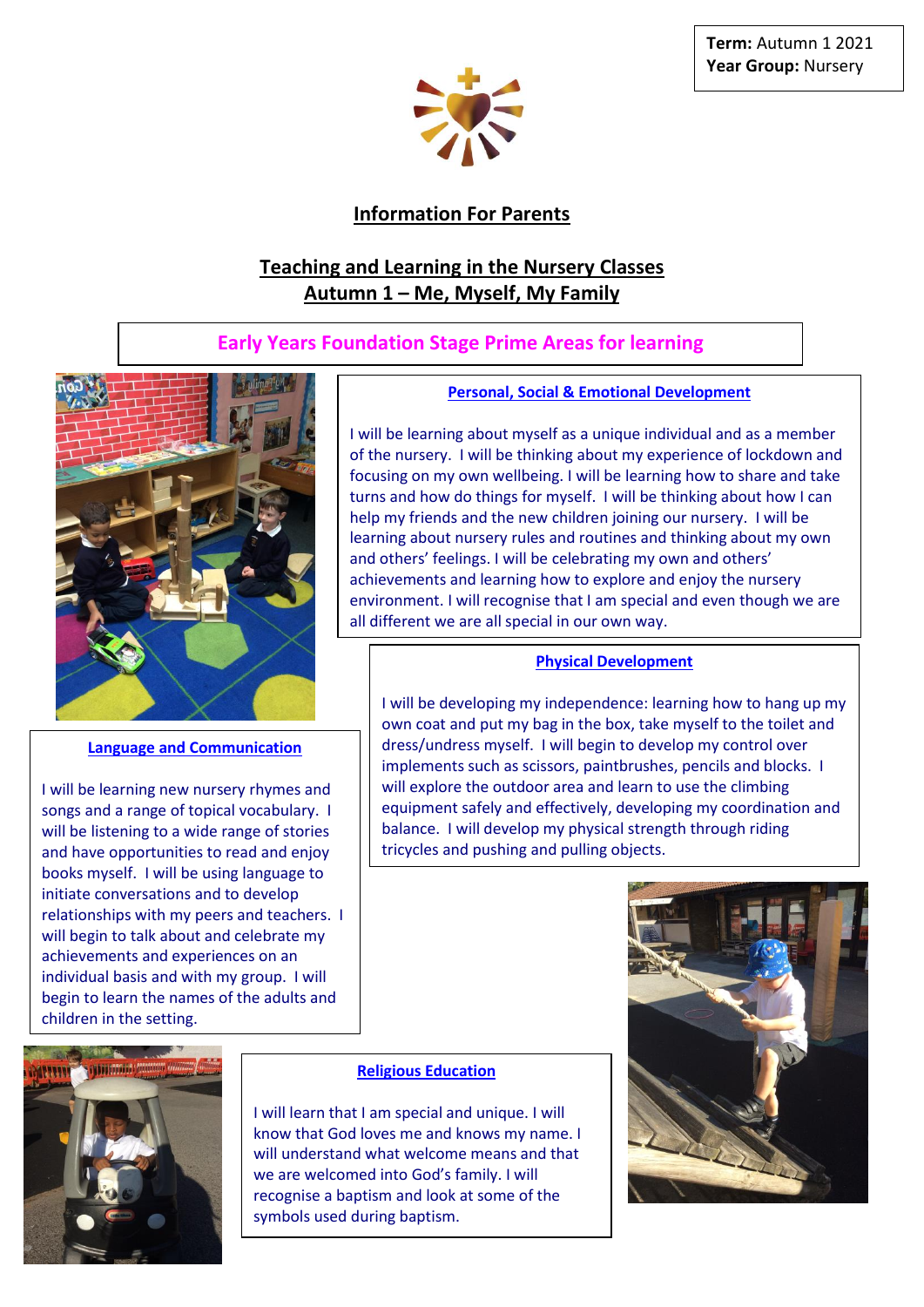**Term:** Autumn 1 2021
**Year Group:** Nursery

# Information For Parents

## Teaching and Learning in the Nursery Classes
## Autumn 1 – Me, Myself, My Family

### Early Years Foundation Stage Prime Areas for learning

#### Personal, Social & Emotional Development

I will be learning about myself as a unique individual and as a member of the nursery. I will be thinking about my experience of lockdown and focusing on my own wellbeing. I will be learning how to share and take turns and how do things for myself. I will be thinking about how I can help my friends and the new children joining our nursery. I will be learning about nursery rules and routines and thinking about my own and others' feelings. I will be celebrating my own and others' achievements and learning how to explore and enjoy the nursery environment. I will recognise that I am special and even though we are all different we are all special in our own way.

#### Physical Development

I will be developing my independence: learning how to hang up my own coat and put my bag in the box, take myself to the toilet and dress/undress myself. I will begin to develop my control over implements such as scissors, paintbrushes, pencils and blocks. I will explore the outdoor area and learn to use the climbing equipment safely and effectively, developing my coordination and balance. I will develop my physical strength through riding tricycles and pushing and pulling objects.

#### Language and Communication

I will be learning new nursery rhymes and songs and a range of topical vocabulary. I will be listening to a wide range of stories and have opportunities to read and enjoy books myself. I will be using language to initiate conversations and to develop relationships with my peers and teachers. I will begin to talk about and celebrate my achievements and experiences on an individual basis and with my group. I will begin to learn the names of the adults and children in the setting.

#### Religious Education

I will learn that I am special and unique. I will know that God loves me and knows my name. I will understand what welcome means and that we are welcomed into God's family. I will recognise a baptism and look at some of the symbols used during baptism.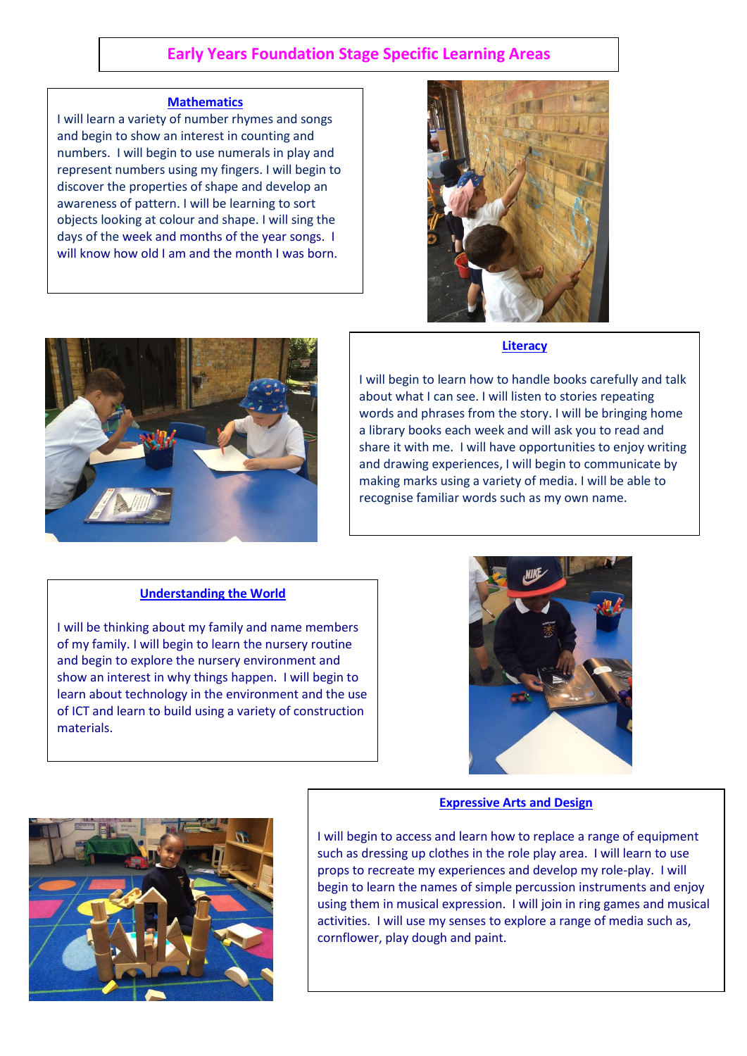# Early Years Foundation Stage Specific Learning Areas

## Mathematics

I will learn a variety of number rhymes and songs and begin to show an interest in counting and numbers. I will begin to use numerals in play and represent numbers using my fingers. I will begin to discover the properties of shape and develop an awareness of pattern. I will be learning to sort objects looking at colour and shape. I will sing the days of the week and months of the year songs. I will know how old I am and the month I was born.

## Literacy

I will begin to learn how to handle books carefully and talk about what I can see. I will listen to stories repeating words and phrases from the story. I will be bringing home a library books each week and will ask you to read and share it with me. I will have opportunities to enjoy writing and drawing experiences, I will begin to communicate by making marks using a variety of media. I will be able to recognise familiar words such as my own name.

## Understanding the World

I will be thinking about my family and name members of my family. I will begin to learn the nursery routine and begin to explore the nursery environment and show an interest in why things happen. I will begin to learn about technology in the environment and the use of ICT and learn to build using a variety of construction materials.

## Expressive Arts and Design

I will begin to access and learn how to replace a range of equipment such as dressing up clothes in the role play area. I will learn to use props to recreate my experiences and develop my role-play. I will begin to learn the names of simple percussion instruments and enjoy using them in musical expression. I will join in ring games and musical activities. I will use my senses to explore a range of media such as, cornflower, play dough and paint.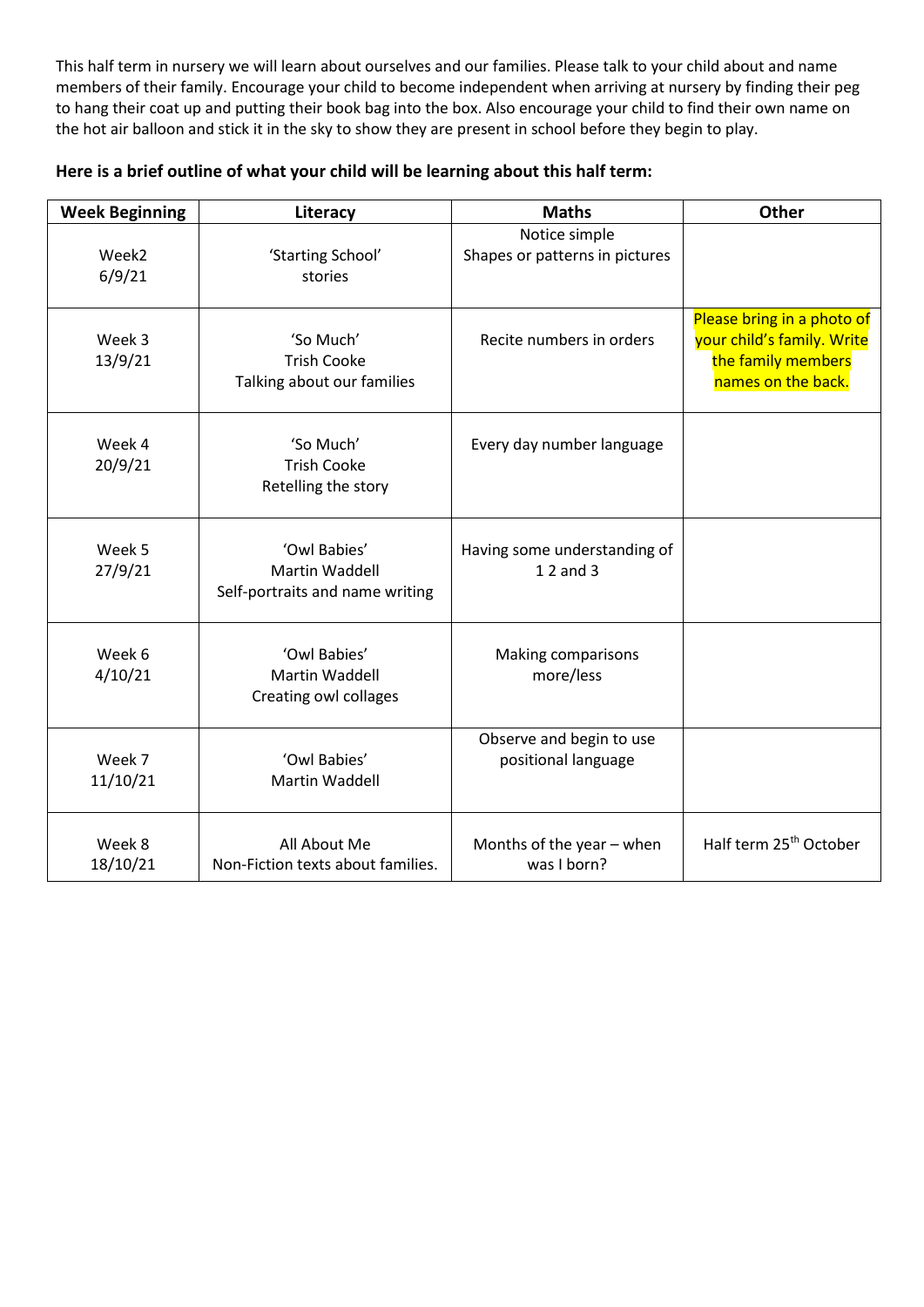This half term in nursery we will learn about ourselves and our families. Please talk to your child about and name members of their family. Encourage your child to become independent when arriving at nursery by finding their peg to hang their coat up and putting their book bag into the box. Also encourage your child to find their own name on the hot air balloon and stick it in the sky to show they are present in school before they begin to play.

**Here is a brief outline of what your child will be learning about this half term:**

| Week Beginning | Literacy | Maths | Other |
| --- | --- | --- | --- |
| Week2 6/9/21 | 'Starting School' stories | Notice simple Shapes or patterns in pictures | |
| Week 3 13/9/21 | 'So Much' Trish Cooke Talking about our families | Recite numbers in orders | Please bring in a photo of your child's family. Write the family members names on the back. |
| Week 4 20/9/21 | 'So Much' Trish Cooke Retelling the story | Every day number language | |
| Week 5 27/9/21 | 'Owl Babies' Martin Waddell Self-portraits and name writing | Having some understanding of 1 2 and 3 | |
| Week 6 4/10/21 | 'Owl Babies' Martin Waddell Creating owl collages | Making comparisons more/less | |
| Week 7 11/10/21 | 'Owl Babies' Martin Waddell | Observe and begin to use positional language | |
| Week 8 18/10/21 | All About Me Non-Fiction texts about families. | Months of the year – when was I born? | Half term 25th October |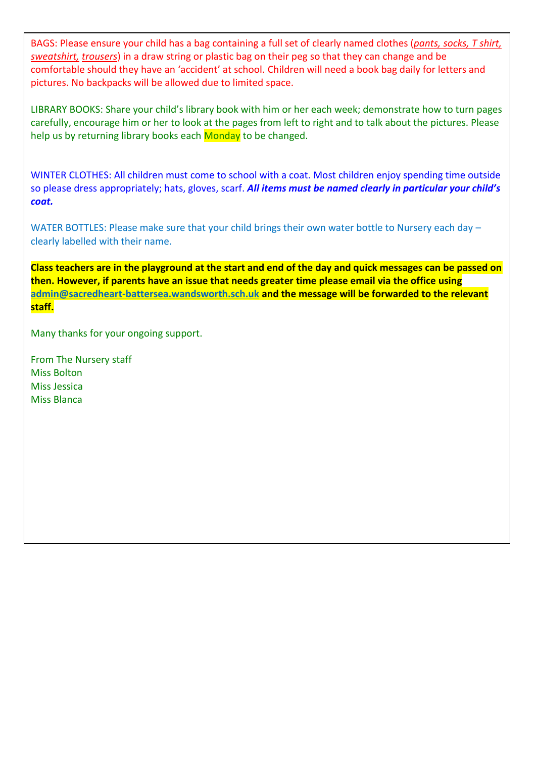BAGS: Please ensure your child has a bag containing a full set of clearly named clothes (*pants, socks, T shirt, sweatshirt, trousers*) in a draw string or plastic bag on their peg so that they can change and be comfortable should they have an 'accident' at school. Children will need a book bag daily for letters and pictures. No backpacks will be allowed due to limited space.

LIBRARY BOOKS: Share your child's library book with him or her each week; demonstrate how to turn pages carefully, encourage him or her to look at the pages from left to right and to talk about the pictures. Please help us by returning library books each Monday to be changed.

WINTER CLOTHES: All children must come to school with a coat. Most children enjoy spending time outside so please dress appropriately; hats, gloves, scarf. ***All items must be named clearly in particular your child's coat.***

WATER BOTTLES: Please make sure that your child brings their own water bottle to Nursery each day – clearly labelled with their name.

**Class teachers are in the playground at the start and end of the day and quick messages can be passed on then. However, if parents have an issue that needs greater time please email via the office using admin@sacredheart-battersea.wandsworth.sch.uk and the message will be forwarded to the relevant staff.**

Many thanks for your ongoing support.

From The Nursery staff  
Miss Bolton  
Miss Jessica  
Miss Blanca